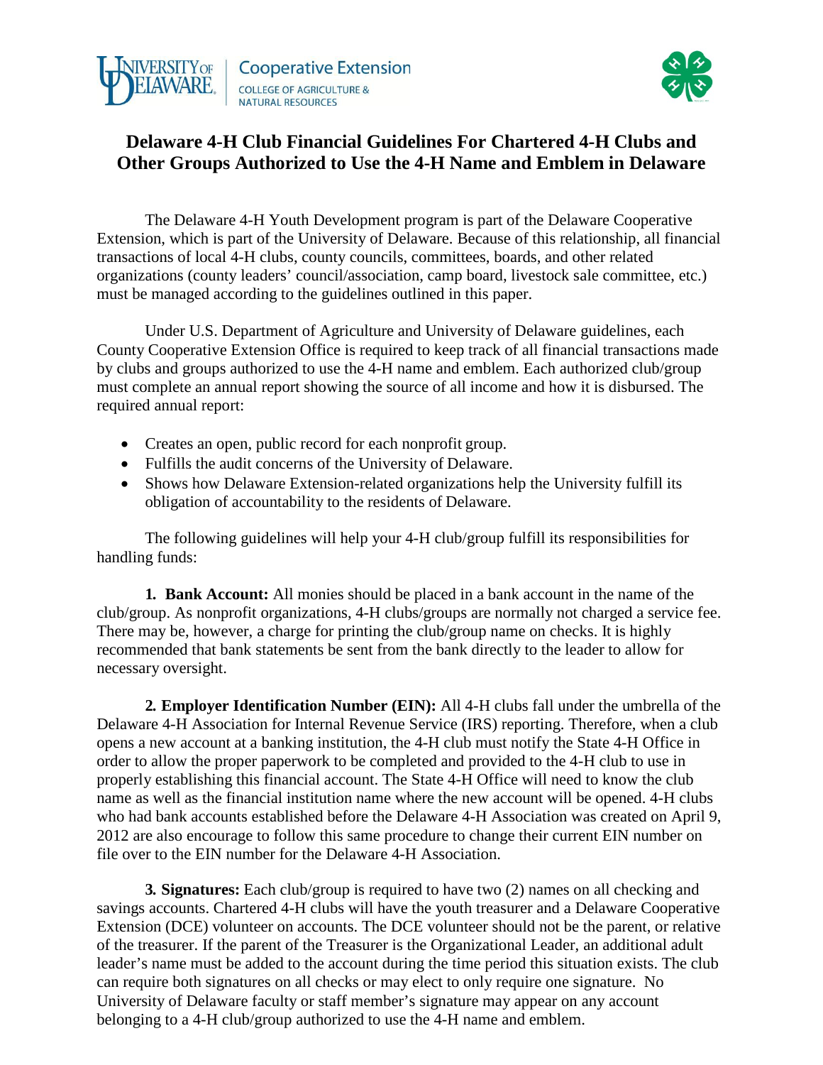University of Delaware | Cooperative Extension
COLLEGE OF AGRICULTURE & NATURAL RESOURCES

# Delaware 4-H Club Financial Guidelines For Chartered 4-H Clubs and Other Groups Authorized to Use the 4-H Name and Emblem in Delaware

The Delaware 4-H Youth Development program is part of the Delaware Cooperative Extension, which is part of the University of Delaware. Because of this relationship, all financial transactions of local 4-H clubs, county councils, committees, boards, and other related organizations (county leaders' council/association, camp board, livestock sale committee, etc.) must be managed according to the guidelines outlined in this paper.

Under U.S. Department of Agriculture and University of Delaware guidelines, each County Cooperative Extension Office is required to keep track of all financial transactions made by clubs and groups authorized to use the 4-H name and emblem. Each authorized club/group must complete an annual report showing the source of all income and how it is disbursed. The required annual report:

- Creates an open, public record for each nonprofit group.
- Fulfills the audit concerns of the University of Delaware.
- Shows how Delaware Extension-related organizations help the University fulfill its obligation of accountability to the residents of Delaware.

The following guidelines will help your 4-H club/group fulfill its responsibilities for handling funds:

**1. Bank Account:** All monies should be placed in a bank account in the name of the club/group. As nonprofit organizations, 4-H clubs/groups are normally not charged a service fee. There may be, however, a charge for printing the club/group name on checks. It is highly recommended that bank statements be sent from the bank directly to the leader to allow for necessary oversight.

**2. Employer Identification Number (EIN):** All 4-H clubs fall under the umbrella of the Delaware 4-H Association for Internal Revenue Service (IRS) reporting. Therefore, when a club opens a new account at a banking institution, the 4-H club must notify the State 4-H Office in order to allow the proper paperwork to be completed and provided to the 4-H club to use in properly establishing this financial account. The State 4-H Office will need to know the club name as well as the financial institution name where the new account will be opened. 4-H clubs who had bank accounts established before the Delaware 4-H Association was created on April 9, 2012 are also encourage to follow this same procedure to change their current EIN number on file over to the EIN number for the Delaware 4-H Association.

**3. Signatures:** Each club/group is required to have two (2) names on all checking and savings accounts. Chartered 4-H clubs will have the youth treasurer and a Delaware Cooperative Extension (DCE) volunteer on accounts. The DCE volunteer should not be the parent, or relative of the treasurer. If the parent of the Treasurer is the Organizational Leader, an additional adult leader's name must be added to the account during the time period this situation exists. The club can require both signatures on all checks or may elect to only require one signature. No University of Delaware faculty or staff member's signature may appear on any account belonging to a 4-H club/group authorized to use the 4-H name and emblem.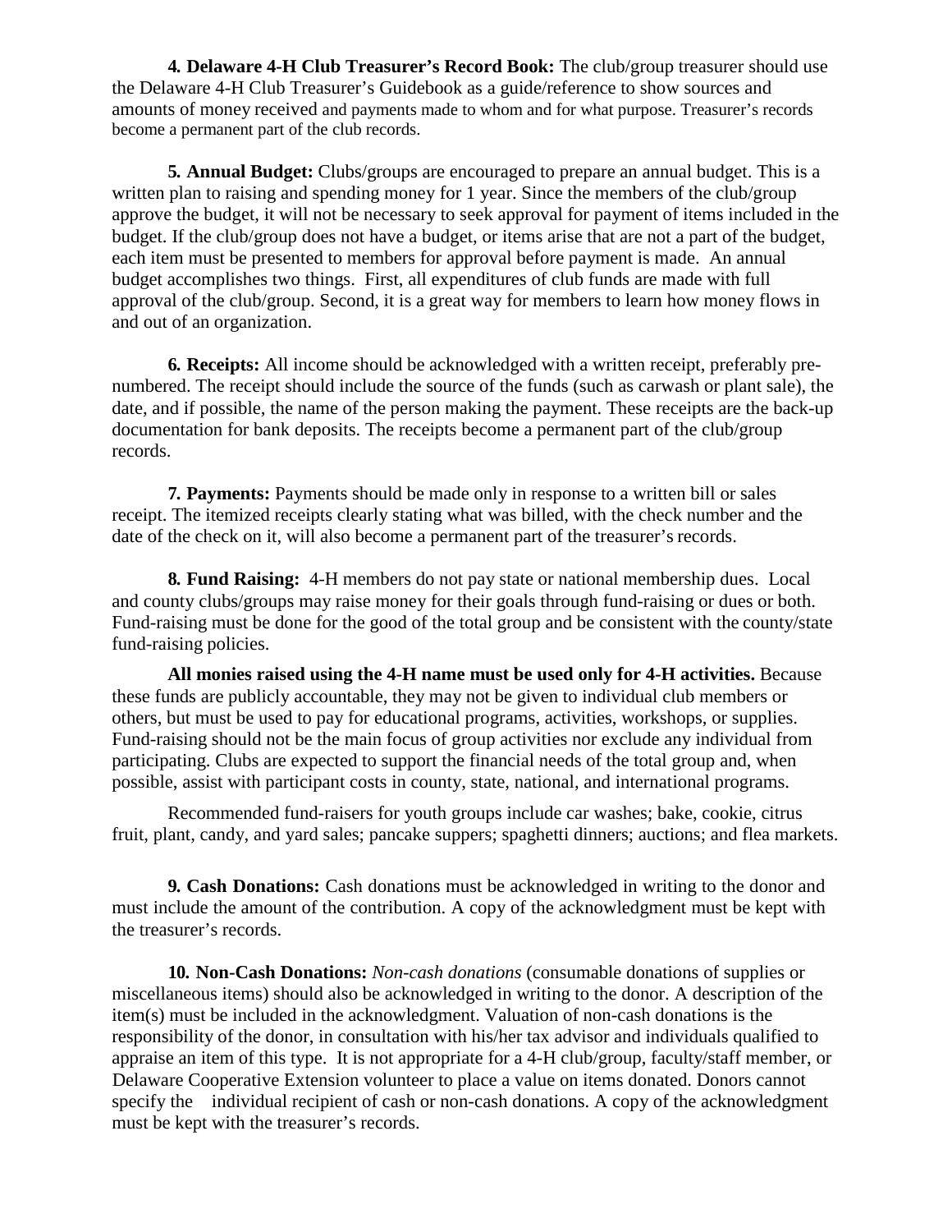**4. Delaware 4-H Club Treasurer's Record Book:** The club/group treasurer should use the Delaware 4-H Club Treasurer's Guidebook as a guide/reference to show sources and amounts of money received and payments made to whom and for what purpose. Treasurer's records become a permanent part of the club records.

**5. Annual Budget:** Clubs/groups are encouraged to prepare an annual budget. This is a written plan to raising and spending money for 1 year. Since the members of the club/group approve the budget, it will not be necessary to seek approval for payment of items included in the budget. If the club/group does not have a budget, or items arise that are not a part of the budget, each item must be presented to members for approval before payment is made. An annual budget accomplishes two things. First, all expenditures of club funds are made with full approval of the club/group. Second, it is a great way for members to learn how money flows in and out of an organization.

**6. Receipts:** All income should be acknowledged with a written receipt, preferably pre-numbered. The receipt should include the source of the funds (such as carwash or plant sale), the date, and if possible, the name of the person making the payment. These receipts are the back-up documentation for bank deposits. The receipts become a permanent part of the club/group records.

**7. Payments:** Payments should be made only in response to a written bill or sales receipt. The itemized receipts clearly stating what was billed, with the check number and the date of the check on it, will also become a permanent part of the treasurer's records.

**8. Fund Raising:** 4-H members do not pay state or national membership dues. Local and county clubs/groups may raise money for their goals through fund-raising or dues or both. Fund-raising must be done for the good of the total group and be consistent with the county/state fund-raising policies.

**All monies raised using the 4-H name must be used only for 4-H activities.** Because these funds are publicly accountable, they may not be given to individual club members or others, but must be used to pay for educational programs, activities, workshops, or supplies. Fund-raising should not be the main focus of group activities nor exclude any individual from participating. Clubs are expected to support the financial needs of the total group and, when possible, assist with participant costs in county, state, national, and international programs.

Recommended fund-raisers for youth groups include car washes; bake, cookie, citrus fruit, plant, candy, and yard sales; pancake suppers; spaghetti dinners; auctions; and flea markets.

**9. Cash Donations:** Cash donations must be acknowledged in writing to the donor and must include the amount of the contribution. A copy of the acknowledgment must be kept with the treasurer's records.

**10. Non-Cash Donations:** *Non-cash donations* (consumable donations of supplies or miscellaneous items) should also be acknowledged in writing to the donor. A description of the item(s) must be included in the acknowledgment. Valuation of non-cash donations is the responsibility of the donor, in consultation with his/her tax advisor and individuals qualified to appraise an item of this type. It is not appropriate for a 4-H club/group, faculty/staff member, or Delaware Cooperative Extension volunteer to place a value on items donated. Donors cannot specify the individual recipient of cash or non-cash donations. A copy of the acknowledgment must be kept with the treasurer's records.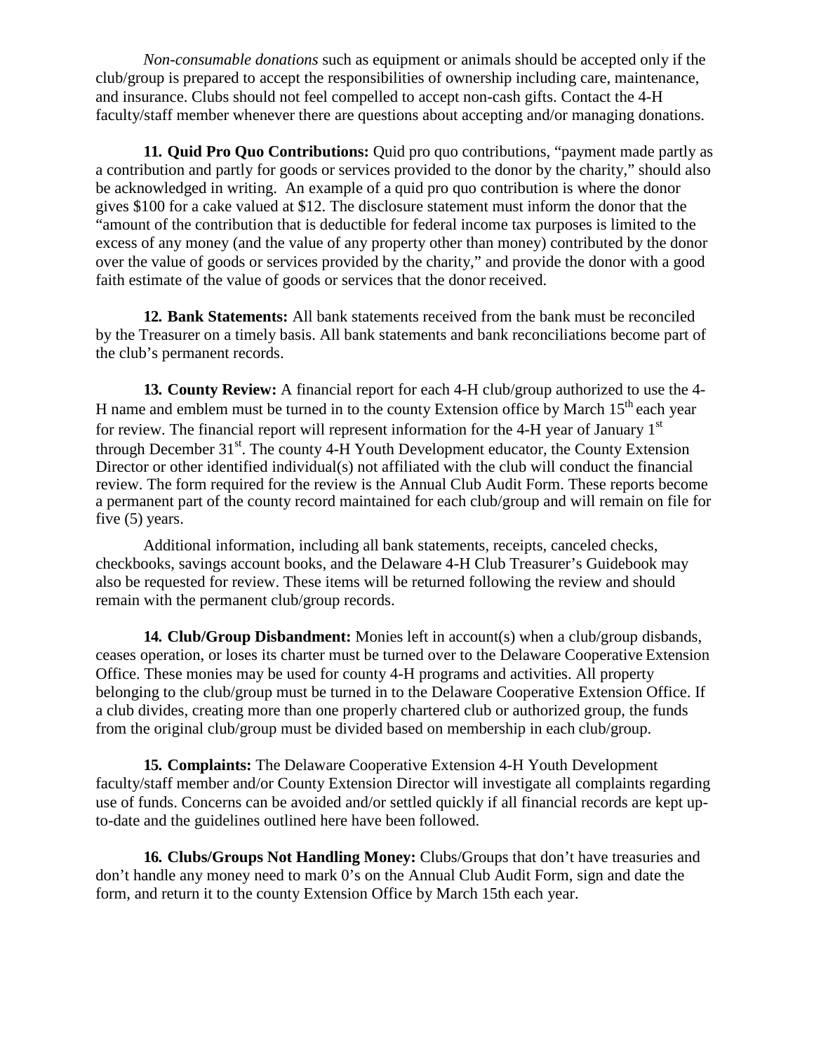*Non-consumable donations* such as equipment or animals should be accepted only if the club/group is prepared to accept the responsibilities of ownership including care, maintenance, and insurance. Clubs should not feel compelled to accept non-cash gifts. Contact the 4-H faculty/staff member whenever there are questions about accepting and/or managing donations.

**11. Quid Pro Quo Contributions:** Quid pro quo contributions, "payment made partly as a contribution and partly for goods or services provided to the donor by the charity," should also be acknowledged in writing. An example of a quid pro quo contribution is where the donor gives $100 for a cake valued at $12. The disclosure statement must inform the donor that the "amount of the contribution that is deductible for federal income tax purposes is limited to the excess of any money (and the value of any property other than money) contributed by the donor over the value of goods or services provided by the charity," and provide the donor with a good faith estimate of the value of goods or services that the donor received.

**12. Bank Statements:** All bank statements received from the bank must be reconciled by the Treasurer on a timely basis. All bank statements and bank reconciliations become part of the club's permanent records.

**13. County Review:** A financial report for each 4-H club/group authorized to use the 4-H name and emblem must be turned in to the county Extension office by March 15th each year for review. The financial report will represent information for the 4-H year of January 1st through December 31st. The county 4-H Youth Development educator, the County Extension Director or other identified individual(s) not affiliated with the club will conduct the financial review. The form required for the review is the Annual Club Audit Form. These reports become a permanent part of the county record maintained for each club/group and will remain on file for five (5) years.

Additional information, including all bank statements, receipts, canceled checks, checkbooks, savings account books, and the Delaware 4-H Club Treasurer's Guidebook may also be requested for review. These items will be returned following the review and should remain with the permanent club/group records.

**14. Club/Group Disbandment:** Monies left in account(s) when a club/group disbands, ceases operation, or loses its charter must be turned over to the Delaware Cooperative Extension Office. These monies may be used for county 4-H programs and activities. All property belonging to the club/group must be turned in to the Delaware Cooperative Extension Office. If a club divides, creating more than one properly chartered club or authorized group, the funds from the original club/group must be divided based on membership in each club/group.

**15. Complaints:** The Delaware Cooperative Extension 4-H Youth Development faculty/staff member and/or County Extension Director will investigate all complaints regarding use of funds. Concerns can be avoided and/or settled quickly if all financial records are kept up-to-date and the guidelines outlined here have been followed.

**16. Clubs/Groups Not Handling Money:** Clubs/Groups that don't have treasuries and don't handle any money need to mark 0's on the Annual Club Audit Form, sign and date the form, and return it to the county Extension Office by March 15th each year.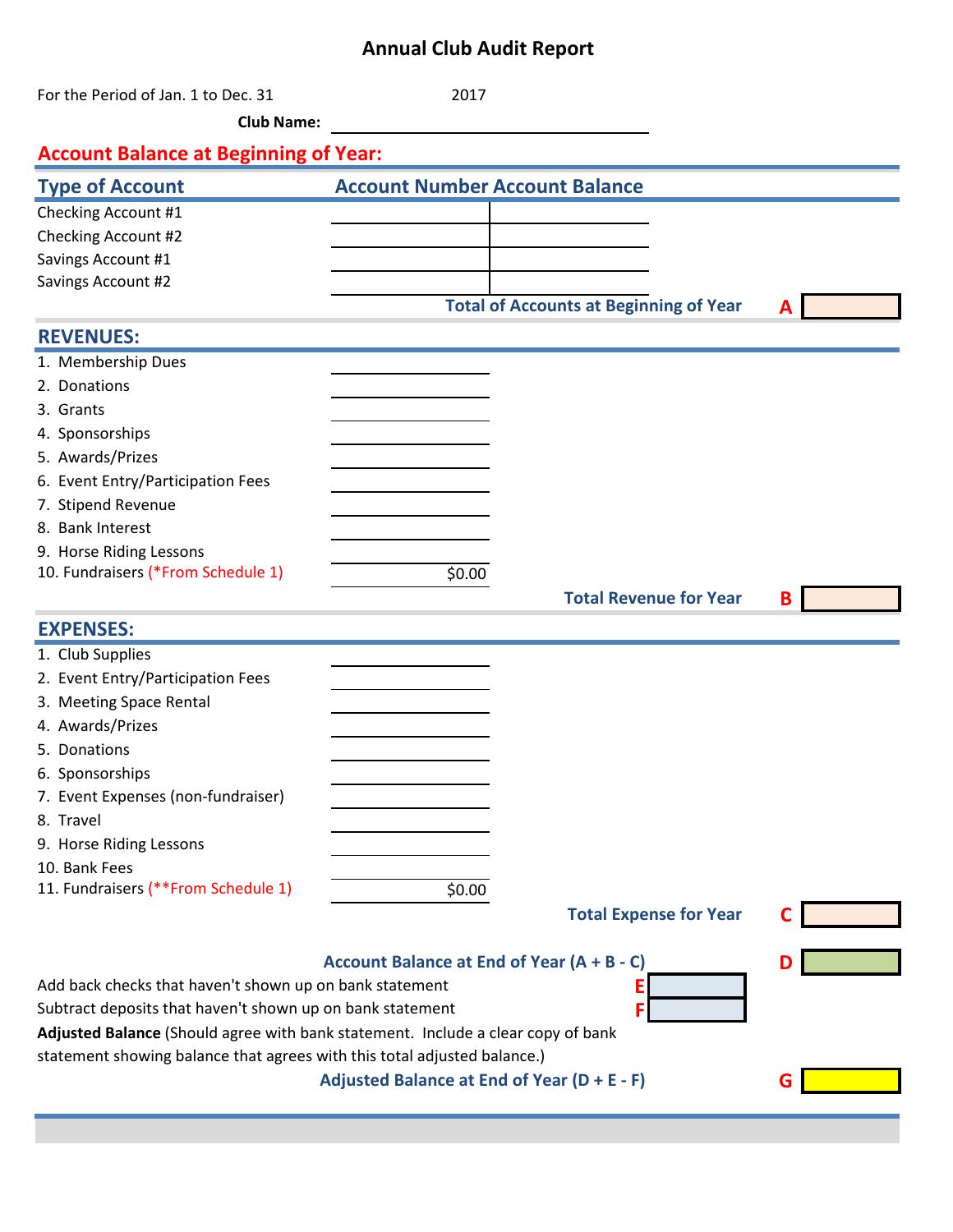# Annual Club Audit Report

For the Period of Jan. 1 to Dec. 31 2017

**Club Name:** ______________________

## Account Balance at Beginning of Year:

| Type of Account | Account Number | Account Balance |
|---|---|---|
| Checking Account #1 | | |
| Checking Account #2 | | |
| Savings Account #1 | | |
| Savings Account #2 | | |

**Total of Accounts at Beginning of Year** **A** ______

## REVENUES:

| Item | Amount |
|---|---|
| 1. Membership Dues | |
| 2. Donations | |
| 3. Grants | |
| 4. Sponsorships | |
| 5. Awards/Prizes | |
| 6. Event Entry/Participation Fees | |
| 7. Stipend Revenue | |
| 8. Bank Interest | |
| 9. Horse Riding Lessons | |
| 10. Fundraisers (*From Schedule 1) | $0.00 |

**Total Revenue for Year** **B** ______

## EXPENSES:

| Item | Amount |
|---|---|
| 1. Club Supplies | |
| 2. Event Entry/Participation Fees | |
| 3. Meeting Space Rental | |
| 4. Awards/Prizes | |
| 5. Donations | |
| 6. Sponsorships | |
| 7. Event Expenses (non-fundraiser) | |
| 8. Travel | |
| 9. Horse Riding Lessons | |
| 10. Bank Fees | |
| 11. Fundraisers (**From Schedule 1) | $0.00 |

**Total Expense for Year** **C** ______

**Account Balance at End of Year (A + B - C)** **D** ______

Add back checks that haven't shown up on bank statement **E** ______

Subtract deposits that haven't shown up on bank statement **F** ______

**Adjusted Balance** (Should agree with bank statement. Include a clear copy of bank statement showing balance that agrees with this total adjusted balance.)

**Adjusted Balance at End of Year (D + E - F)** **G** ______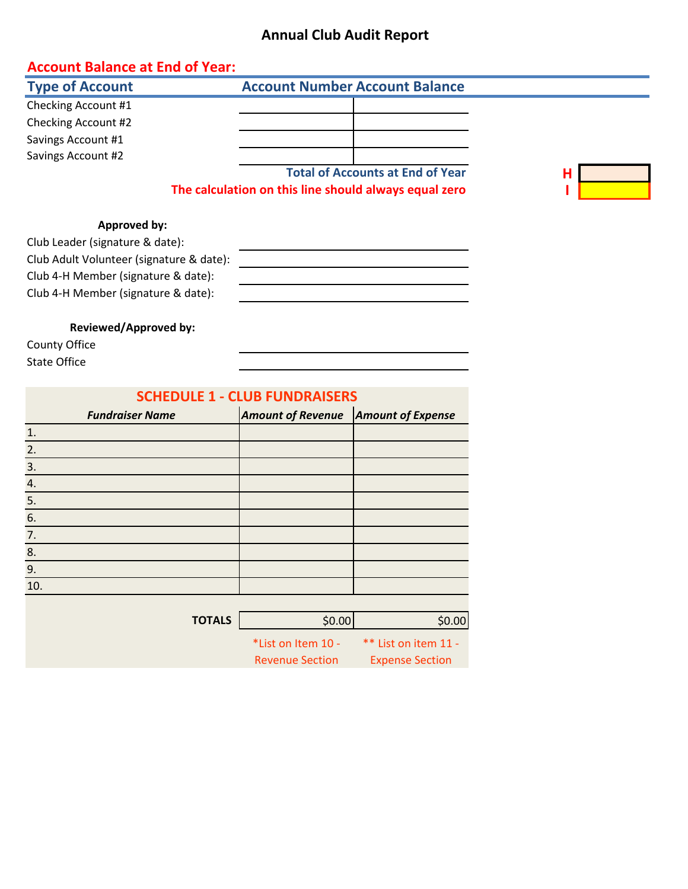# Annual Club Audit Report

## Account Balance at End of Year:

| Type of Account | Account Number | Account Balance |
|---|---|---|
| Checking Account #1 | | |
| Checking Account #2 | | |
| Savings Account #1 | | |
| Savings Account #2 | | |

Total of Accounts at End of Year **H**

The calculation on this line should always equal zero **I**

**Approved by:**

Club Leader (signature & date): ____________________

Club Adult Volunteer (signature & date): ____________________

Club 4-H Member (signature & date): ____________________

Club 4-H Member (signature & date): ____________________

**Reviewed/Approved by:**

County Office ____________________

State Office ____________________

## SCHEDULE 1 - CLUB FUNDRAISERS

| *Fundraiser Name* | *Amount of Revenue* | *Amount of Expense* |
|---|---|---|
| 1. | | |
| 2. | | |
| 3. | | |
| 4. | | |
| 5. | | |
| 6. | | |
| 7. | | |
| 8. | | |
| 9. | | |
| 10. | | |
| **TOTALS** | $0.00 | $0.00 |
| | *List on Item 10 - Revenue Section | ** List on item 11 - Expense Section |